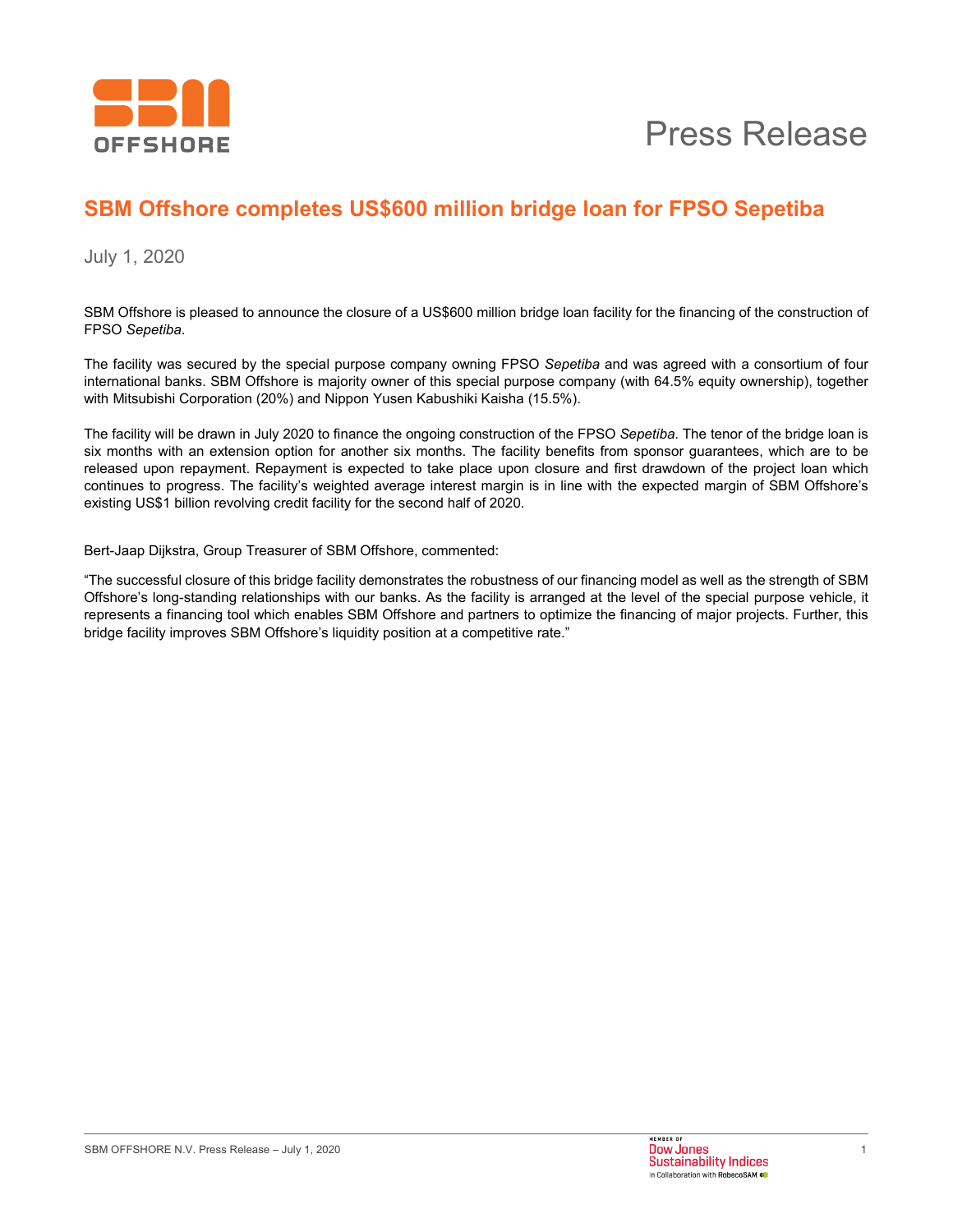Press Release

# SBM Offshore completes US$600 million bridge loan for FPSO Sepetiba

July 1, 2020

SBM Offshore is pleased to announce the closure of a US$600 million bridge loan facility for the financing of the construction of FPSO *Sepetiba*.

The facility was secured by the special purpose company owning FPSO *Sepetiba* and was agreed with a consortium of four international banks. SBM Offshore is majority owner of this special purpose company (with 64.5% equity ownership), together with Mitsubishi Corporation (20%) and Nippon Yusen Kabushiki Kaisha (15.5%).

The facility will be drawn in July 2020 to finance the ongoing construction of the FPSO *Sepetiba*. The tenor of the bridge loan is six months with an extension option for another six months. The facility benefits from sponsor guarantees, which are to be released upon repayment. Repayment is expected to take place upon closure and first drawdown of the project loan which continues to progress. The facility's weighted average interest margin is in line with the expected margin of SBM Offshore's existing US$1 billion revolving credit facility for the second half of 2020.

Bert-Jaap Dijkstra, Group Treasurer of SBM Offshore, commented:

"The successful closure of this bridge facility demonstrates the robustness of our financing model as well as the strength of SBM Offshore's long-standing relationships with our banks. As the facility is arranged at the level of the special purpose vehicle, it represents a financing tool which enables SBM Offshore and partners to optimize the financing of major projects. Further, this bridge facility improves SBM Offshore's liquidity position at a competitive rate."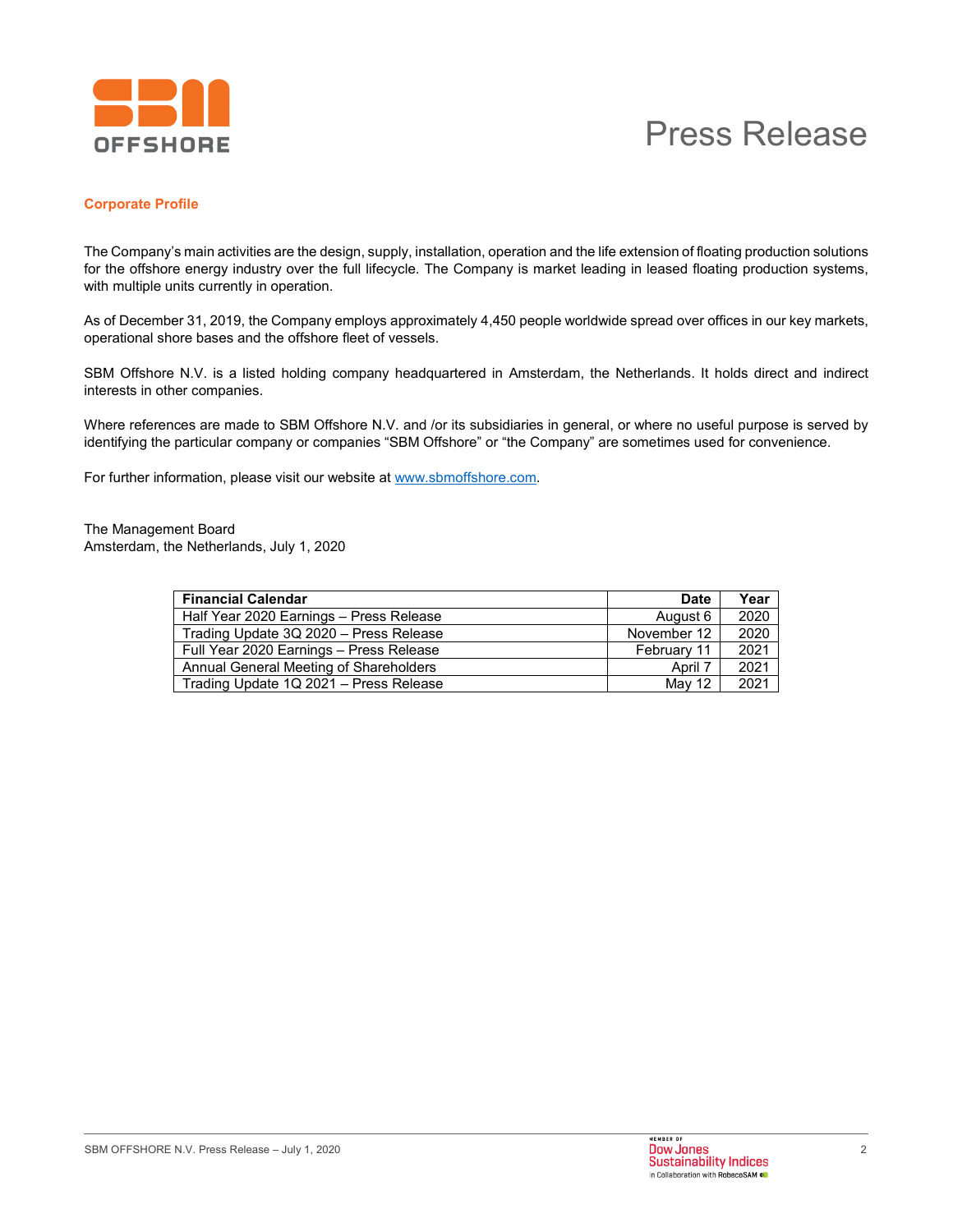## Corporate Profile

The Company's main activities are the design, supply, installation, operation and the life extension of floating production solutions for the offshore energy industry over the full lifecycle. The Company is market leading in leased floating production systems, with multiple units currently in operation.

As of December 31, 2019, the Company employs approximately 4,450 people worldwide spread over offices in our key markets, operational shore bases and the offshore fleet of vessels.

SBM Offshore N.V. is a listed holding company headquartered in Amsterdam, the Netherlands. It holds direct and indirect interests in other companies.

Where references are made to SBM Offshore N.V. and /or its subsidiaries in general, or where no useful purpose is served by identifying the particular company or companies "SBM Offshore" or "the Company" are sometimes used for convenience.

For further information, please visit our website at [www.sbmoffshore.com](http://www.sbmoffshore.com).

The Management Board
Amsterdam, the Netherlands, July 1, 2020

| Financial Calendar | Date | Year |
|---|---:|---:|
| Half Year 2020 Earnings – Press Release | August 6 | 2020 |
| Trading Update 3Q 2020 – Press Release | November 12 | 2020 |
| Full Year 2020 Earnings – Press Release | February 11 | 2021 |
| Annual General Meeting of Shareholders | April 7 | 2021 |
| Trading Update 1Q 2021 – Press Release | May 12 | 2021 |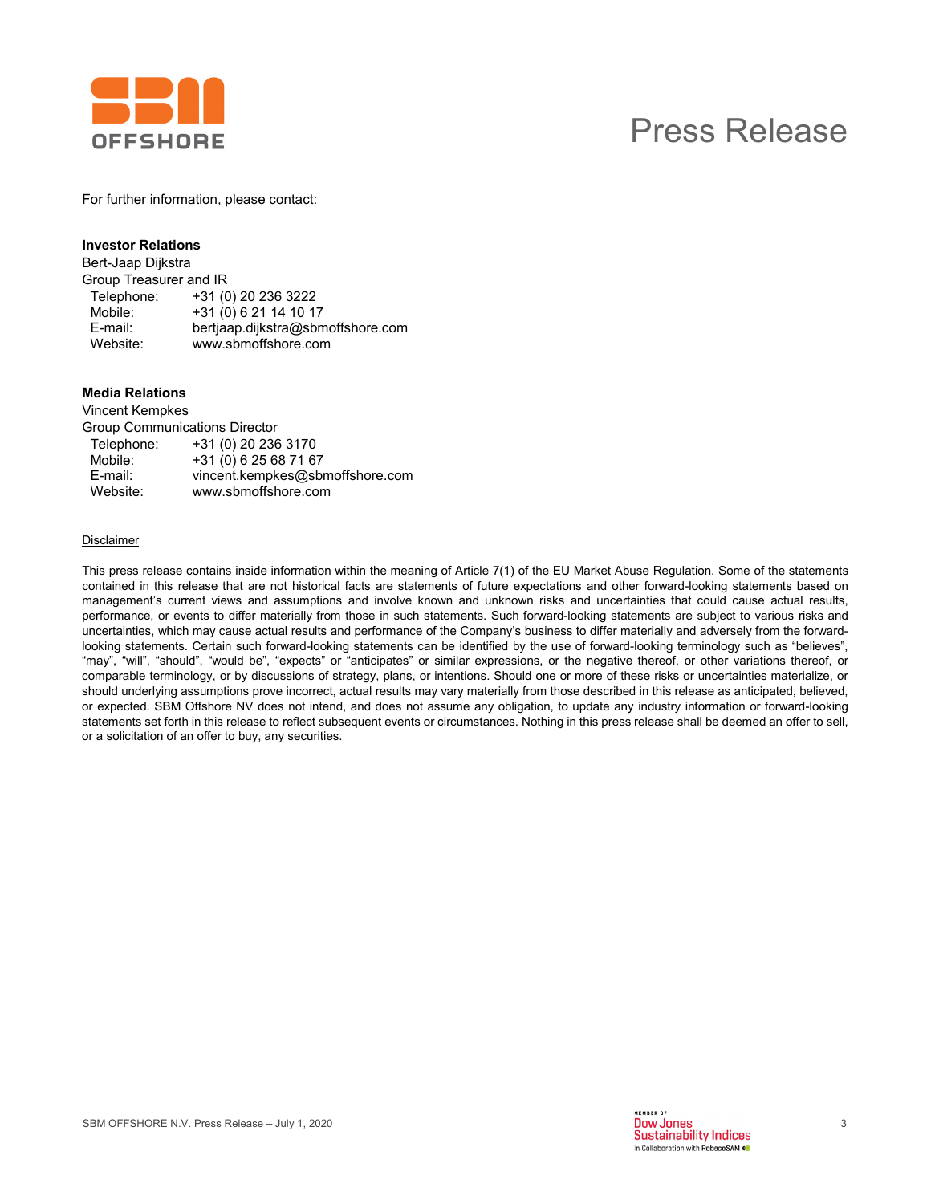For further information, please contact:

**Investor Relations**

Bert-Jaap Dijkstra
Group Treasurer and IR

| | |
|---|---|
| Telephone: | +31 (0) 20 236 3222 |
| Mobile: | +31 (0) 6 21 14 10 17 |
| E-mail: | bertjaap.dijkstra@sbmoffshore.com |
| Website: | www.sbmoffshore.com |

**Media Relations**

Vincent Kempkes
Group Communications Director

| | |
|---|---|
| Telephone: | +31 (0) 20 236 3170 |
| Mobile: | +31 (0) 6 25 68 71 67 |
| E-mail: | vincent.kempkes@sbmoffshore.com |
| Website: | www.sbmoffshore.com |

Disclaimer

This press release contains inside information within the meaning of Article 7(1) of the EU Market Abuse Regulation. Some of the statements contained in this release that are not historical facts are statements of future expectations and other forward-looking statements based on management's current views and assumptions and involve known and unknown risks and uncertainties that could cause actual results, performance, or events to differ materially from those in such statements. Such forward-looking statements are subject to various risks and uncertainties, which may cause actual results and performance of the Company's business to differ materially and adversely from the forward-looking statements. Certain such forward-looking statements can be identified by the use of forward-looking terminology such as "believes", "may", "will", "should", "would be", "expects" or "anticipates" or similar expressions, or the negative thereof, or other variations thereof, or comparable terminology, or by discussions of strategy, plans, or intentions. Should one or more of these risks or uncertainties materialize, or should underlying assumptions prove incorrect, actual results may vary materially from those described in this release as anticipated, believed, or expected. SBM Offshore NV does not intend, and does not assume any obligation, to update any industry information or forward-looking statements set forth in this release to reflect subsequent events or circumstances. Nothing in this press release shall be deemed an offer to sell, or a solicitation of an offer to buy, any securities.